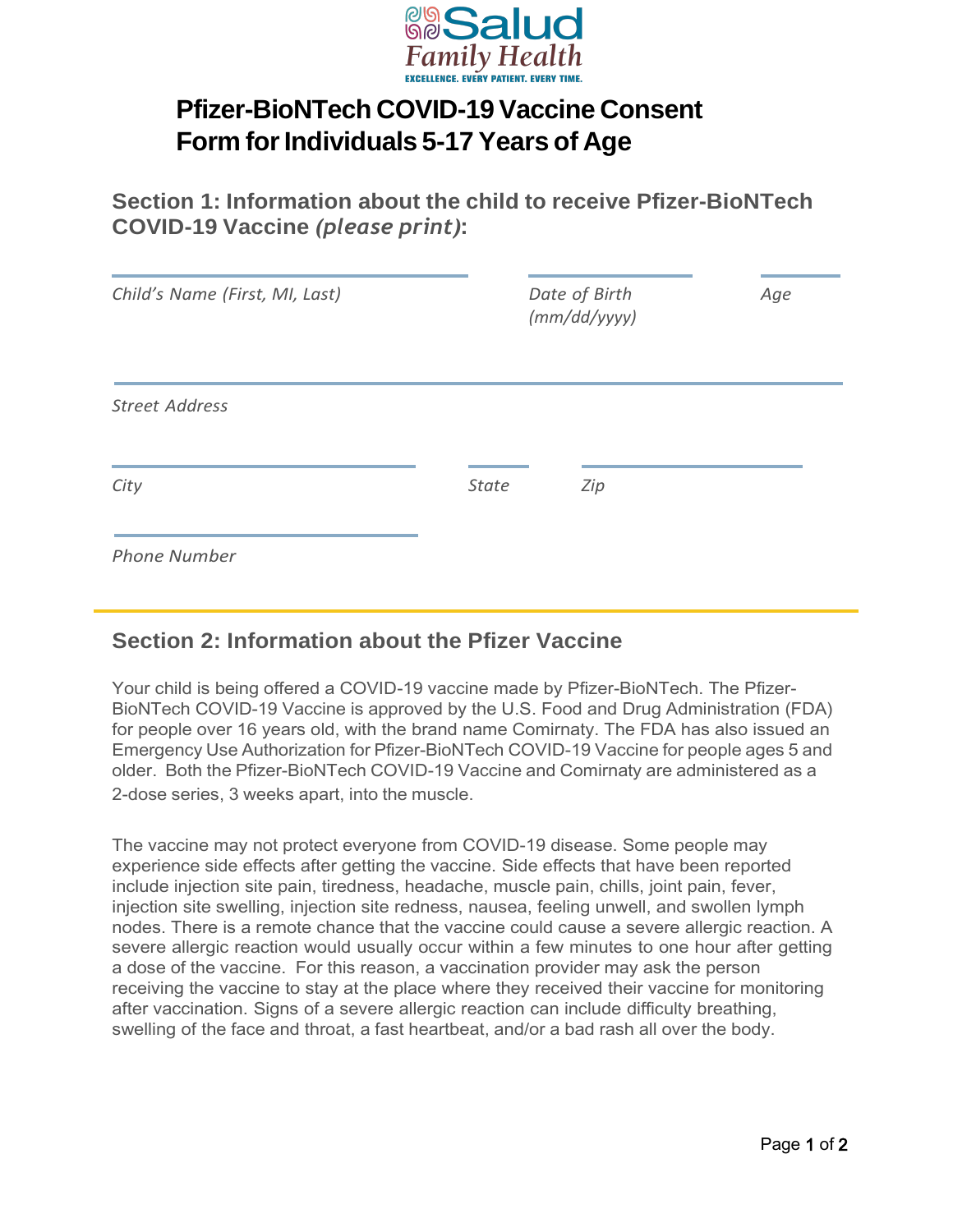**Salud Family Health**

EXCELLENCE. EVERY PATIENT. EVERY TIME.

# Pfizer-BioNTech COVID-19 Vaccine Consent Form for Individuals 5-17 Years of Age

## Section 1: Information about the child to receive Pfizer-BioNTech COVID-19 Vaccine *(please print)*:

*Child's Name (First, MI, Last)*

*Date of Birth (mm/dd/yyyy)*

*Age*

*Street Address*

*City*

*State*

*Zip*

*Phone Number*

## Section 2: Information about the Pfizer Vaccine

Your child is being offered a COVID-19 vaccine made by Pfizer-BioNTech. The Pfizer-BioNTech COVID-19 Vaccine is approved by the U.S. Food and Drug Administration (FDA) for people over 16 years old, with the brand name Comirnaty. The FDA has also issued an Emergency Use Authorization for Pfizer-BioNTech COVID-19 Vaccine for people ages 5 and older. Both the Pfizer-BioNTech COVID-19 Vaccine and Comirnaty are administered as a 2-dose series, 3 weeks apart, into the muscle.

The vaccine may not protect everyone from COVID-19 disease. Some people may experience side effects after getting the vaccine. Side effects that have been reported include injection site pain, tiredness, headache, muscle pain, chills, joint pain, fever, injection site swelling, injection site redness, nausea, feeling unwell, and swollen lymph nodes. There is a remote chance that the vaccine could cause a severe allergic reaction. A severe allergic reaction would usually occur within a few minutes to one hour after getting a dose of the vaccine. For this reason, a vaccination provider may ask the person receiving the vaccine to stay at the place where they received their vaccine for monitoring after vaccination. Signs of a severe allergic reaction can include difficulty breathing, swelling of the face and throat, a fast heartbeat, and/or a bad rash all over the body.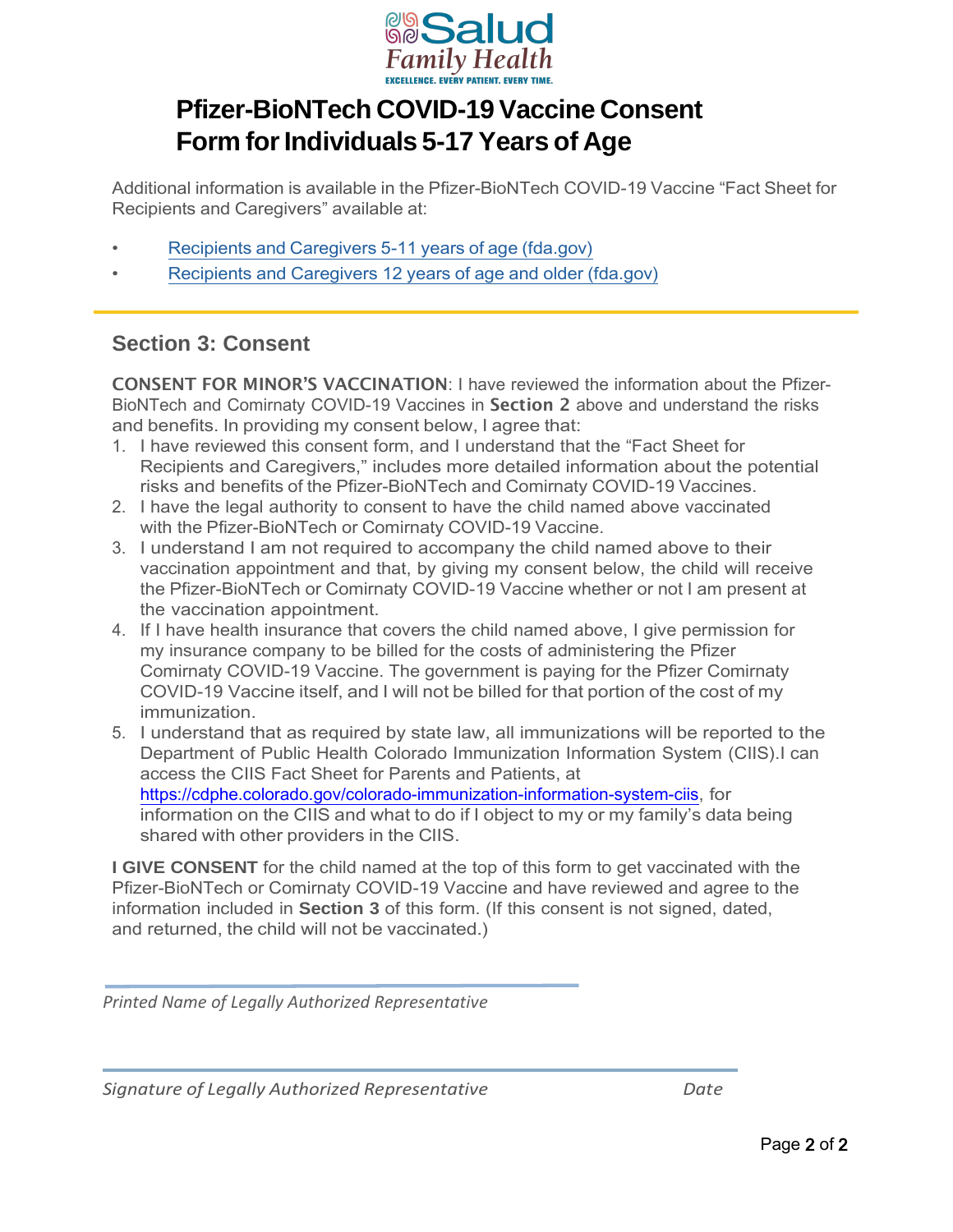Salud Family Health

EXCELLENCE. EVERY PATIENT. EVERY TIME.

# Pfizer-BioNTech COVID-19 Vaccine Consent Form for Individuals 5-17 Years of Age

Additional information is available in the Pfizer-BioNTech COVID-19 Vaccine “Fact Sheet for Recipients and Caregivers” available at:

- Recipients and Caregivers 5-11 years of age (fda.gov)
- Recipients and Caregivers 12 years of age and older (fda.gov)

---

## Section 3: Consent

**CONSENT FOR MINOR’S VACCINATION**: I have reviewed the information about the Pfizer-BioNTech and Comirnaty COVID-19 Vaccines in **Section 2** above and understand the risks and benefits. In providing my consent below, I agree that:

1. I have reviewed this consent form, and I understand that the “Fact Sheet for Recipients and Caregivers,” includes more detailed information about the potential risks and benefits of the Pfizer-BioNTech and Comirnaty COVID-19 Vaccines.
2. I have the legal authority to consent to have the child named above vaccinated with the Pfizer-BioNTech or Comirnaty COVID-19 Vaccine.
3. I understand I am not required to accompany the child named above to their vaccination appointment and that, by giving my consent below, the child will receive the Pfizer-BioNTech or Comirnaty COVID-19 Vaccine whether or not I am present at the vaccination appointment.
4. If I have health insurance that covers the child named above, I give permission for my insurance company to be billed for the costs of administering the Pfizer Comirnaty COVID-19 Vaccine. The government is paying for the Pfizer Comirnaty COVID-19 Vaccine itself, and I will not be billed for that portion of the cost of my immunization.
5. I understand that as required by state law, all immunizations will be reported to the Department of Public Health Colorado Immunization Information System (CIIS).I can access the CIIS Fact Sheet for Parents and Patients, at https://cdphe.colorado.gov/colorado-immunization-information-system-ciis, for information on the CIIS and what to do if I object to my or my family’s data being shared with other providers in the CIIS.

**I GIVE CONSENT** for the child named at the top of this form to get vaccinated with the Pfizer-BioNTech or Comirnaty COVID-19 Vaccine and have reviewed and agree to the information included in **Section 3** of this form. (If this consent is not signed, dated, and returned, the child will not be vaccinated.)

\_\_\_\_\_\_\_\_\_\_\_\_\_\_\_\_\_\_\_\_\_\_\_\_\_\_\_\_\_\_\_\_\_\_\_\_\_\_\_\_

*Printed Name of Legally Authorized Representative*

\_\_\_\_\_\_\_\_\_\_\_\_\_\_\_\_\_\_\_\_\_\_\_\_\_\_\_\_\_\_\_\_\_\_\_\_\_\_\_\_\_\_\_\_\_\_\_\_\_\_\_\_\_\_

*Signature of Legally Authorized Representative* *Date*